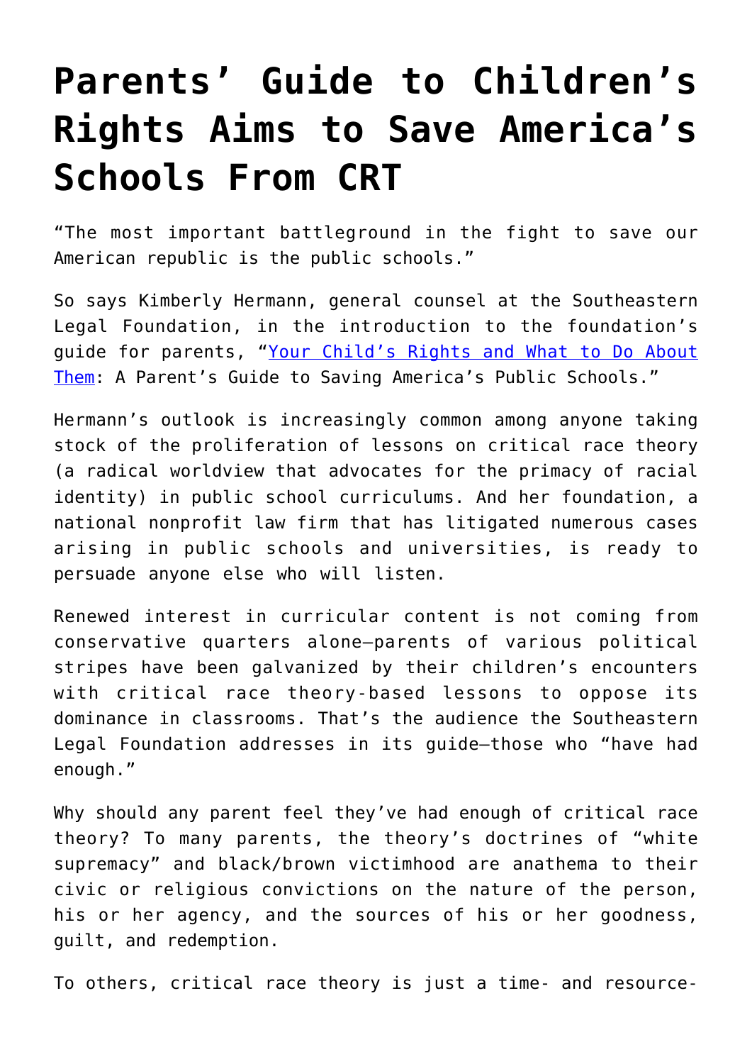# Parents' Guide to Children's Rights Aims to Save America's Schools From CRT

"The most important battleground in the fight to save our American republic is the public schools."

So says Kimberly Hermann, general counsel at the Southeastern Legal Foundation, in the introduction to the foundation's guide for parents, "[Your Child's Rights and What to Do About Them](): A Parent's Guide to Saving America's Public Schools."

Hermann's outlook is increasingly common among anyone taking stock of the proliferation of lessons on critical race theory (a radical worldview that advocates for the primacy of racial identity) in public school curriculums. And her foundation, a national nonprofit law firm that has litigated numerous cases arising in public schools and universities, is ready to persuade anyone else who will listen.

Renewed interest in curricular content is not coming from conservative quarters alone—parents of various political stripes have been galvanized by their children's encounters with critical race theory-based lessons to oppose its dominance in classrooms. That's the audience the Southeastern Legal Foundation addresses in its guide—those who "have had enough."

Why should any parent feel they've had enough of critical race theory? To many parents, the theory's doctrines of "white supremacy" and black/brown victimhood are anathema to their civic or religious convictions on the nature of the person, his or her agency, and the sources of his or her goodness, guilt, and redemption.

To others, critical race theory is just a time- and resource-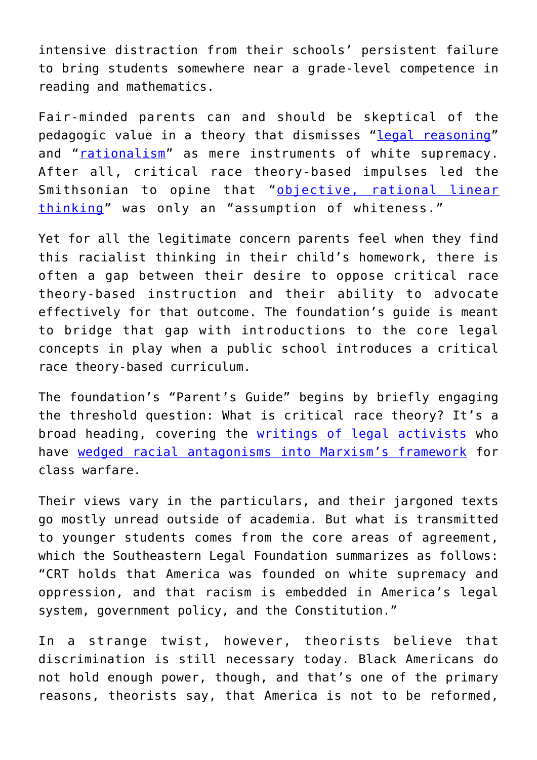intensive distraction from their schools' persistent failure to bring students somewhere near a grade-level competence in reading and mathematics.

Fair-minded parents can and should be skeptical of the pedagogic value in a theory that dismisses "legal reasoning" and "rationalism" as mere instruments of white supremacy. After all, critical race theory-based impulses led the Smithsonian to opine that "objective, rational linear thinking" was only an "assumption of whiteness."

Yet for all the legitimate concern parents feel when they find this racialist thinking in their child's homework, there is often a gap between their desire to oppose critical race theory-based instruction and their ability to advocate effectively for that outcome. The foundation's guide is meant to bridge that gap with introductions to the core legal concepts in play when a public school introduces a critical race theory-based curriculum.

The foundation's "Parent's Guide" begins by briefly engaging the threshold question: What is critical race theory? It's a broad heading, covering the writings of legal activists who have wedged racial antagonisms into Marxism's framework for class warfare.

Their views vary in the particulars, and their jargoned texts go mostly unread outside of academia. But what is transmitted to younger students comes from the core areas of agreement, which the Southeastern Legal Foundation summarizes as follows: "CRT holds that America was founded on white supremacy and oppression, and that racism is embedded in America's legal system, government policy, and the Constitution."

In a strange twist, however, theorists believe that discrimination is still necessary today. Black Americans do not hold enough power, though, and that's one of the primary reasons, theorists say, that America is not to be reformed,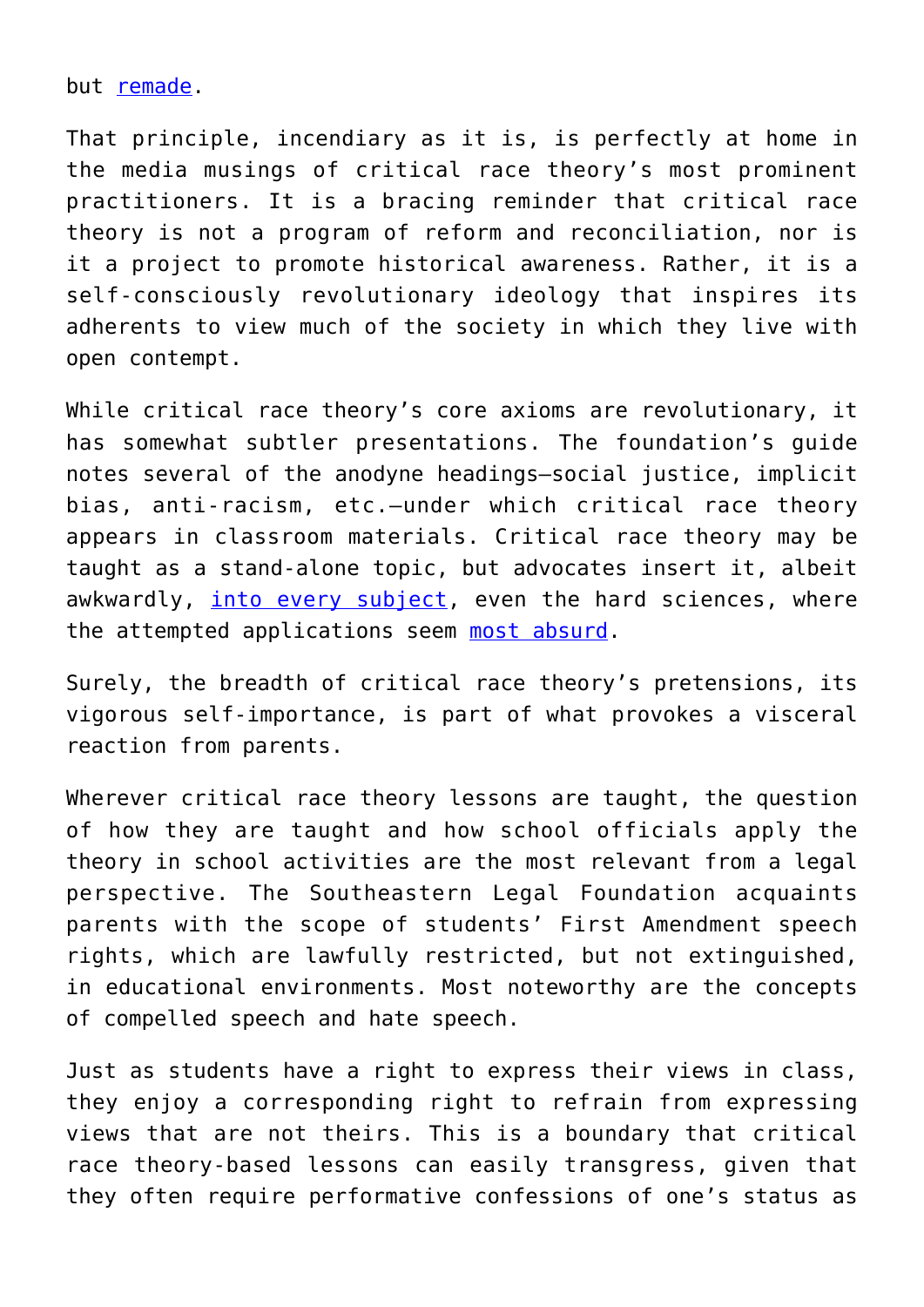but remade.

That principle, incendiary as it is, is perfectly at home in the media musings of critical race theory's most prominent practitioners. It is a bracing reminder that critical race theory is not a program of reform and reconciliation, nor is it a project to promote historical awareness. Rather, it is a self-consciously revolutionary ideology that inspires its adherents to view much of the society in which they live with open contempt.

While critical race theory's core axioms are revolutionary, it has somewhat subtler presentations. The foundation's guide notes several of the anodyne headings—social justice, implicit bias, anti-racism, etc.—under which critical race theory appears in classroom materials. Critical race theory may be taught as a stand-alone topic, but advocates insert it, albeit awkwardly, into every subject, even the hard sciences, where the attempted applications seem most absurd.

Surely, the breadth of critical race theory's pretensions, its vigorous self-importance, is part of what provokes a visceral reaction from parents.

Wherever critical race theory lessons are taught, the question of how they are taught and how school officials apply the theory in school activities are the most relevant from a legal perspective. The Southeastern Legal Foundation acquaints parents with the scope of students' First Amendment speech rights, which are lawfully restricted, but not extinguished, in educational environments. Most noteworthy are the concepts of compelled speech and hate speech.

Just as students have a right to express their views in class, they enjoy a corresponding right to refrain from expressing views that are not theirs. This is a boundary that critical race theory-based lessons can easily transgress, given that they often require performative confessions of one's status as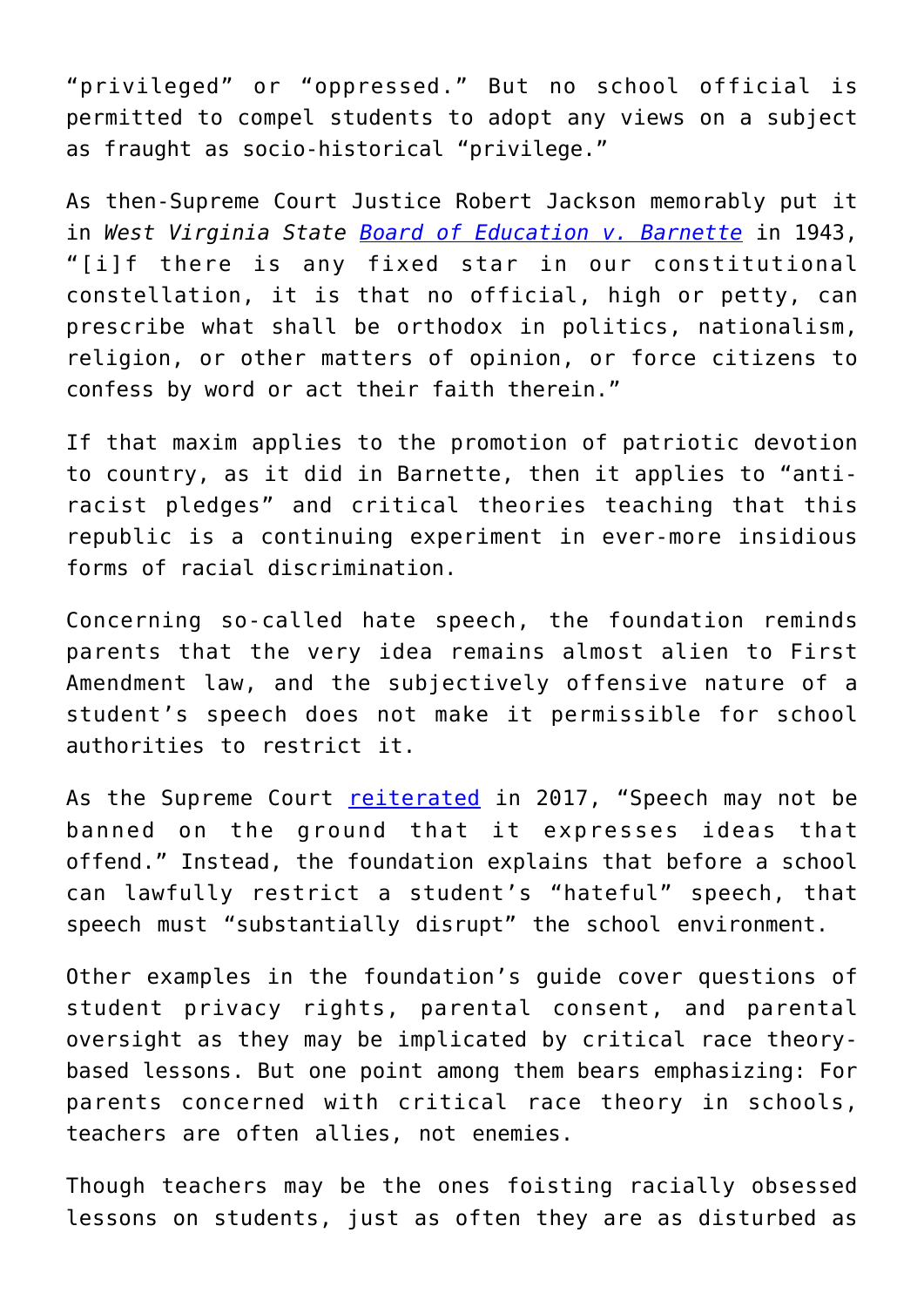"privileged" or "oppressed." But no school official is permitted to compel students to adopt any views on a subject as fraught as socio-historical "privilege."

As then-Supreme Court Justice Robert Jackson memorably put it in *West Virginia State [Board of Education v. Barnette](#)* in 1943, "[i]f there is any fixed star in our constitutional constellation, it is that no official, high or petty, can prescribe what shall be orthodox in politics, nationalism, religion, or other matters of opinion, or force citizens to confess by word or act their faith therein."

If that maxim applies to the promotion of patriotic devotion to country, as it did in Barnette, then it applies to "anti-racist pledges" and critical theories teaching that this republic is a continuing experiment in ever-more insidious forms of racial discrimination.

Concerning so-called hate speech, the foundation reminds parents that the very idea remains almost alien to First Amendment law, and the subjectively offensive nature of a student's speech does not make it permissible for school authorities to restrict it.

As the Supreme Court [reiterated](#) in 2017, "Speech may not be banned on the ground that it expresses ideas that offend." Instead, the foundation explains that before a school can lawfully restrict a student's "hateful" speech, that speech must "substantially disrupt" the school environment.

Other examples in the foundation's guide cover questions of student privacy rights, parental consent, and parental oversight as they may be implicated by critical race theory-based lessons. But one point among them bears emphasizing: For parents concerned with critical race theory in schools, teachers are often allies, not enemies.

Though teachers may be the ones foisting racially obsessed lessons on students, just as often they are as disturbed as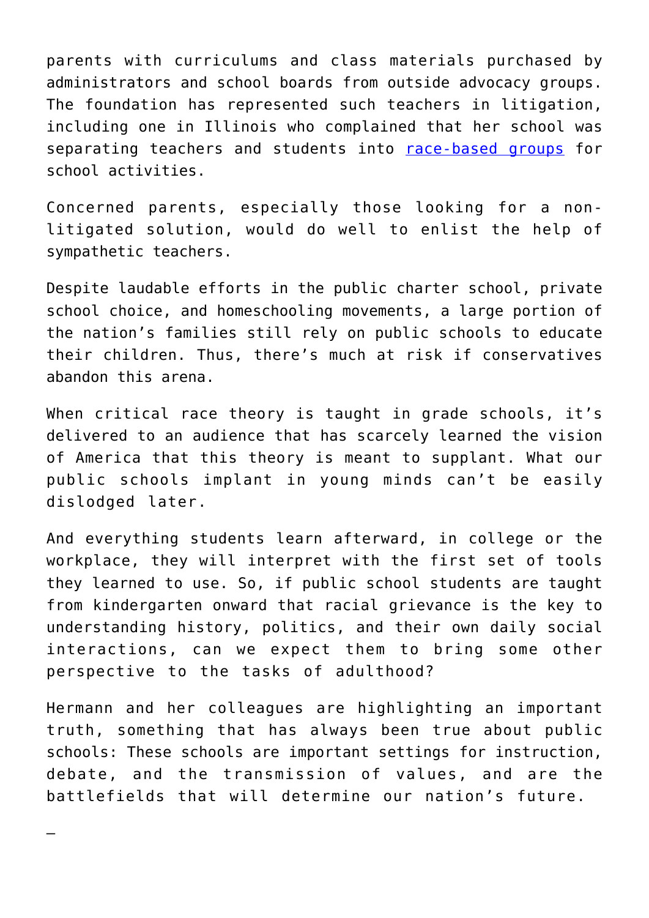parents with curriculums and class materials purchased by administrators and school boards from outside advocacy groups. The foundation has represented such teachers in litigation, including one in Illinois who complained that her school was separating teachers and students into race-based groups for school activities.

Concerned parents, especially those looking for a non-litigated solution, would do well to enlist the help of sympathetic teachers.

Despite laudable efforts in the public charter school, private school choice, and homeschooling movements, a large portion of the nation's families still rely on public schools to educate their children. Thus, there's much at risk if conservatives abandon this arena.

When critical race theory is taught in grade schools, it's delivered to an audience that has scarcely learned the vision of America that this theory is meant to supplant. What our public schools implant in young minds can't be easily dislodged later.

And everything students learn afterward, in college or the workplace, they will interpret with the first set of tools they learned to use. So, if public school students are taught from kindergarten onward that racial grievance is the key to understanding history, politics, and their own daily social interactions, can we expect them to bring some other perspective to the tasks of adulthood?

Hermann and her colleagues are highlighting an important truth, something that has always been true about public schools: These schools are important settings for instruction, debate, and the transmission of values, and are the battlefields that will determine our nation's future.

—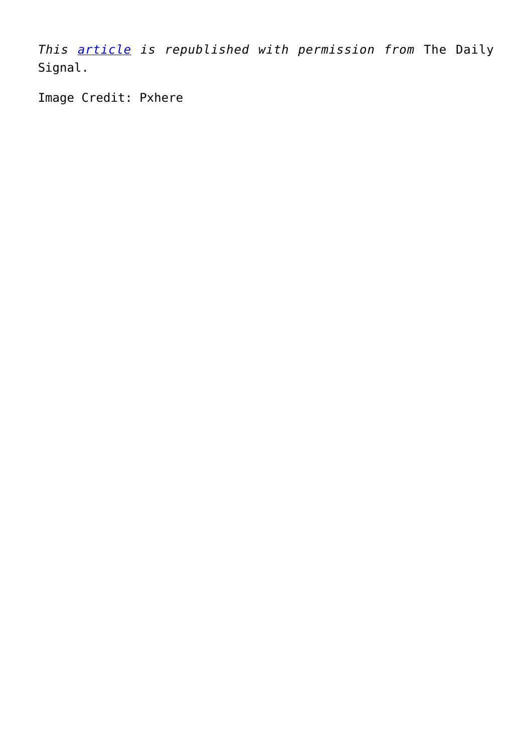*This [article](article) is republished with permission from* The Daily Signal.

Image Credit: Pxhere